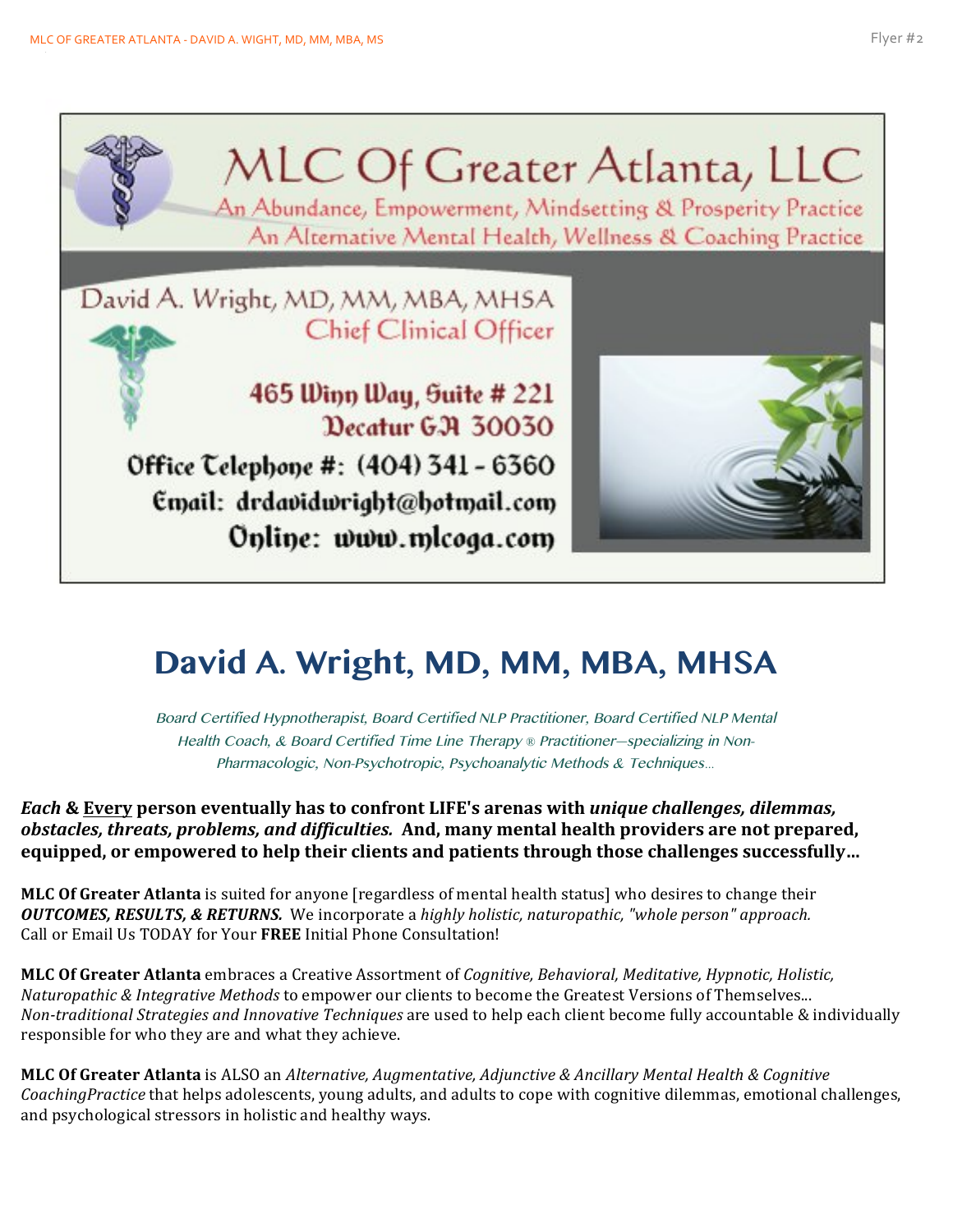MLC Of Greater Atlanta, LLC

An Abundance, Empowerment, Mindsetting & Prosperity Practice

An Alternative Mental Health, Wellness & Coaching Practice

David A. Wright, MD, MM, MBA, MHSA

Chief Clinical Officer

465 Winn Way, Suite # 221

Decatur GA 30030

Office Telephone #: (404) 341 - 6360

Email: drdavidwright@hotmail.com

Online: www.mlcoga.com

# David A. Wright, MD, MM, MBA, MHSA

*Board Certified Hypnotherapist, Board Certified NLP Practitioner, Board Certified NLP Mental Health Coach, & Board Certified Time Line Therapy ® Practitioner—specializing in Non-Pharmacologic, Non-Psychotropic, Psychoanalytic Methods & Techniques...*

***Each* & <u>Every</u> person eventually has to confront LIFE's arenas with *unique challenges, dilemmas, obstacles, threats, problems, and difficulties.* And, many mental health providers are not prepared, equipped, or empowered to help their clients and patients through those challenges successfully...**

**MLC Of Greater Atlanta** is suited for anyone [regardless of mental health status] who desires to change their ***OUTCOMES, RESULTS, & RETURNS.*** We incorporate a *highly holistic, naturopathic, "whole person" approach.* Call or Email Us TODAY for Your **FREE** Initial Phone Consultation!

**MLC Of Greater Atlanta** embraces a Creative Assortment of *Cognitive, Behavioral, Meditative, Hypnotic, Holistic, Naturopathic & Integrative Methods* to empower our clients to become the Greatest Versions of Themselves... *Non-traditional Strategies and Innovative Techniques* are used to help each client become fully accountable & individually responsible for who they are and what they achieve.

**MLC Of Greater Atlanta** is ALSO an *Alternative, Augmentative, Adjunctive & Ancillary Mental Health & Cognitive CoachingPractice* that helps adolescents, young adults, and adults to cope with cognitive dilemmas, emotional challenges, and psychological stressors in holistic and healthy ways.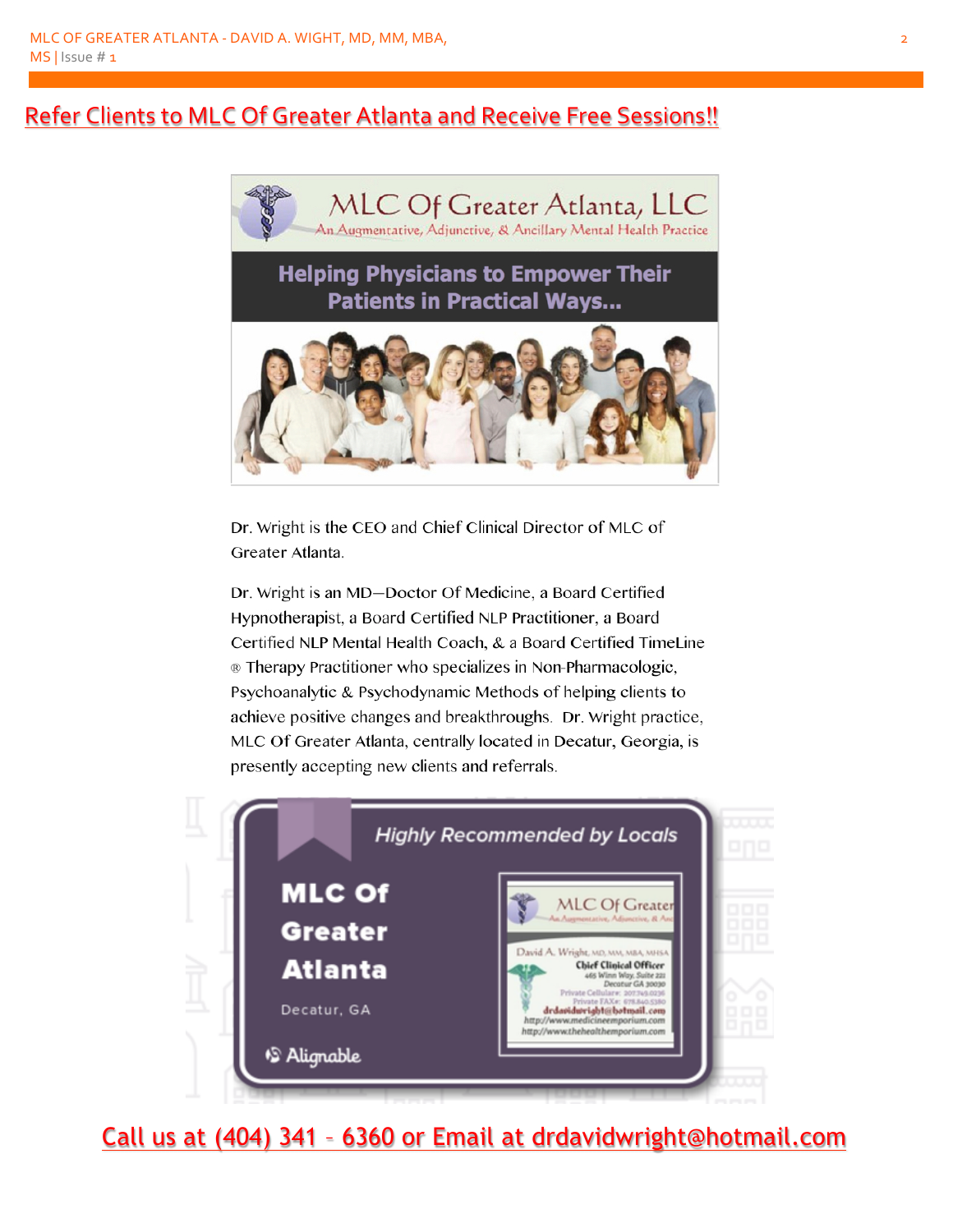## Refer Clients to MLC Of Greater Atlanta and Receive Free Sessions!!

MLC Of Greater Atlanta, LLC

An Augmentative, Adjunctive, & Ancillary Mental Health Practice

**Helping Physicians to Empower Their Patients in Practical Ways...**

Dr. Wright is the CEO and Chief Clinical Director of MLC of Greater Atlanta.

Dr. Wright is an MD—Doctor Of Medicine, a Board Certified Hypnotherapist, a Board Certified NLP Practitioner, a Board Certified NLP Mental Health Coach, & a Board Certified TimeLine ® Therapy Practitioner who specializes in Non-Pharmacologic, Psychoanalytic & Psychodynamic Methods of helping clients to achieve positive changes and breakthroughs. Dr. Wright practice, MLC Of Greater Atlanta, centrally located in Decatur, Georgia, is presently accepting new clients and referrals.

*Highly Recommended by Locals*

**MLC Of Greater Atlanta**

Decatur, GA

Alignable

MLC Of Greater

David A. Wright, MD, MM, MBA, MHSA

Chief Clinical Officer

465 Winn Way, Suite 221

Decatur GA 30030

Private Cellulare: 207.749.0236

Private FAX: 678.840.5380

drdavidwright@hotmail.com

http://www.medicineemporium.com

http://www.thehealthemporium.com

## Call us at (404) 341 – 6360 or Email at drdavidwright@hotmail.com